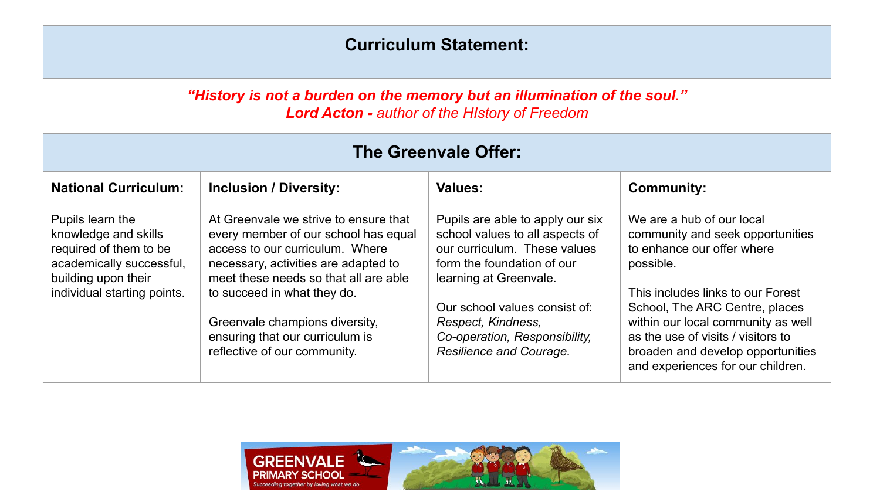## Curriculum Statement:

***"History is not a burden on the memory but an illumination of the soul."***
***Lord Acton -** author of the HIstory of Freedom*

## The Greenvale Offer:

| **National Curriculum:** | **Inclusion / Diversity:** | **Values:** | **Community:** |
|---|---|---|---|
| Pupils learn the knowledge and skills required of them to be academically successful, building upon their individual starting points. | At Greenvale we strive to ensure that every member of our school has equal access to our curriculum. Where necessary, activities are adapted to meet these needs so that all are able to succeed in what they do.<br><br>Greenvale champions diversity, ensuring that our curriculum is reflective of our community. | Pupils are able to apply our six school values to all aspects of our curriculum. These values form the foundation of our learning at Greenvale.<br><br>Our school values consist of: *Respect, Kindness, Co-operation, Responsibility, Resilience and Courage.* | We are a hub of our local community and seek opportunities to enhance our offer where possible.<br><br>This includes links to our Forest School, The ARC Centre, places within our local community as well as the use of visits / visitors to broaden and develop opportunities and experiences for our children. |

GREENVALE PRIMARY SCHOOL
*Succeeding together by loving what we do*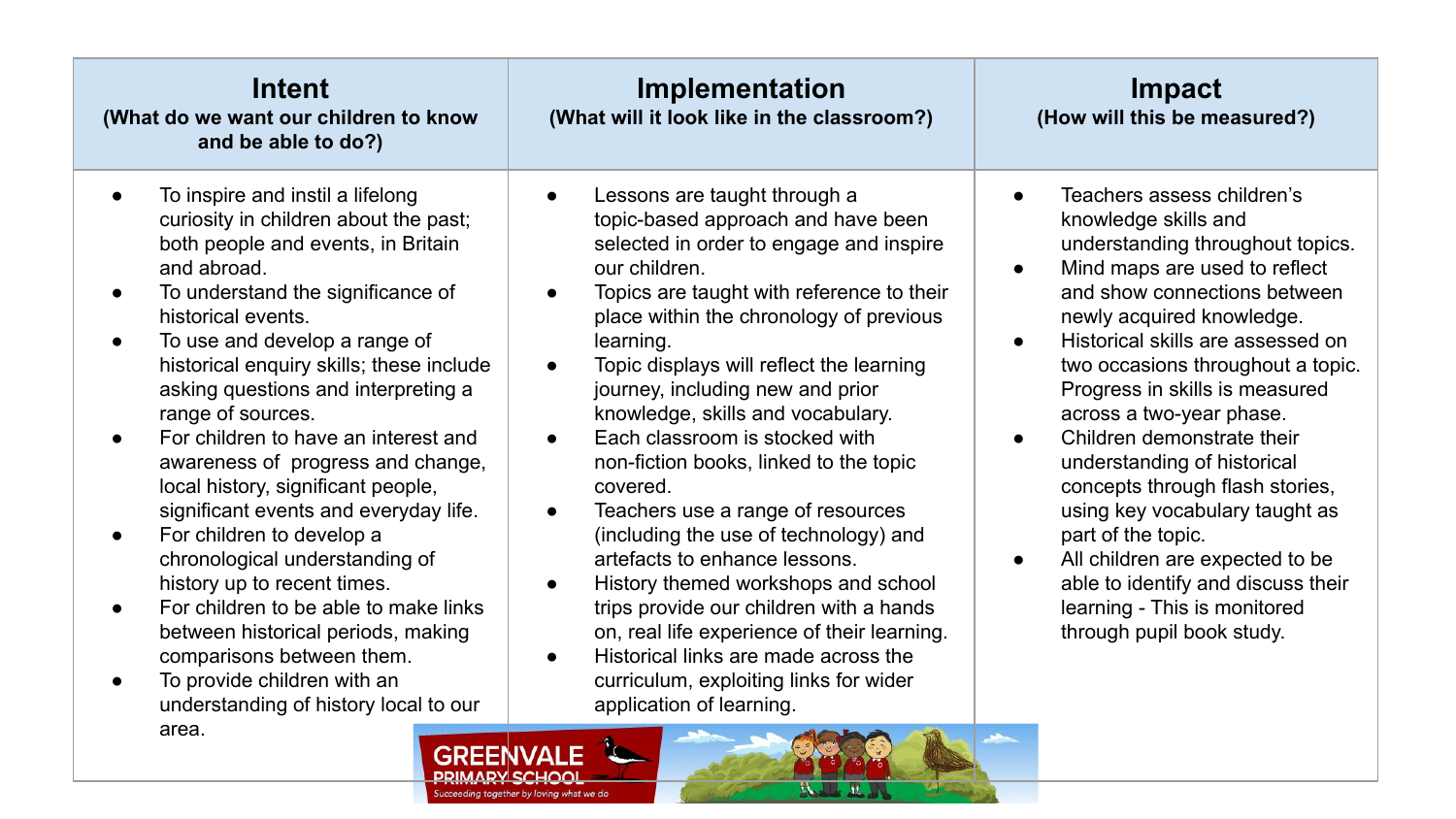| **Intent** (What do we want our children to know and be able to do?) | **Implementation** (What will it look like in the classroom?) | **Impact** (How will this be measured?) |
| --- | --- | --- |
| • To inspire and instil a lifelong curiosity in children about the past; both people and events, in Britain and abroad.<br>• To understand the significance of historical events.<br>• To use and develop a range of historical enquiry skills; these include asking questions and interpreting a range of sources.<br>• For children to have an interest and awareness of progress and change, local history, significant people, significant events and everyday life.<br>• For children to develop a chronological understanding of history up to recent times.<br>• For children to be able to make links between historical periods, making comparisons between them.<br>• To provide children with an understanding of history local to our area. | • Lessons are taught through a topic-based approach and have been selected in order to engage and inspire our children.<br>• Topics are taught with reference to their place within the chronology of previous learning.<br>• Topic displays will reflect the learning journey, including new and prior knowledge, skills and vocabulary.<br>• Each classroom is stocked with non-fiction books, linked to the topic covered.<br>• Teachers use a range of resources (including the use of technology) and artefacts to enhance lessons.<br>• History themed workshops and school trips provide our children with a hands on, real life experience of their learning.<br>• Historical links are made across the curriculum, exploiting links for wider application of learning. | • Teachers assess children's knowledge skills and understanding throughout topics.<br>• Mind maps are used to reflect and show connections between newly acquired knowledge.<br>• Historical skills are assessed on two occasions throughout a topic. Progress in skills is measured across a two-year phase.<br>• Children demonstrate their understanding of historical concepts through flash stories, using key vocabulary taught as part of the topic.<br>• All children are expected to be able to identify and discuss their learning - This is monitored through pupil book study. |

GREENVALE PRIMARY SCHOOL

*Succeeding together by loving what we do*